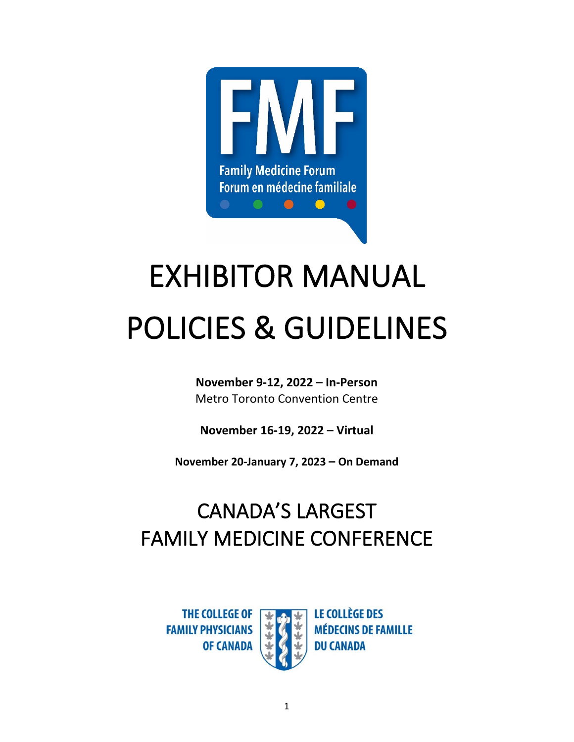FMF

Family Medicine Forum
Forum en médecine familiale

# EXHIBITOR MANUAL

# POLICIES & GUIDELINES

**November 9-12, 2022 – In-Person**
Metro Toronto Convention Centre

**November 16-19, 2022 – Virtual**

**November 20-January 7, 2023 – On Demand**

## CANADA'S LARGEST FAMILY MEDICINE CONFERENCE

THE COLLEGE OF FAMILY PHYSICIANS OF CANADA

LE COLLÈGE DES MÉDECINS DE FAMILLE DU CANADA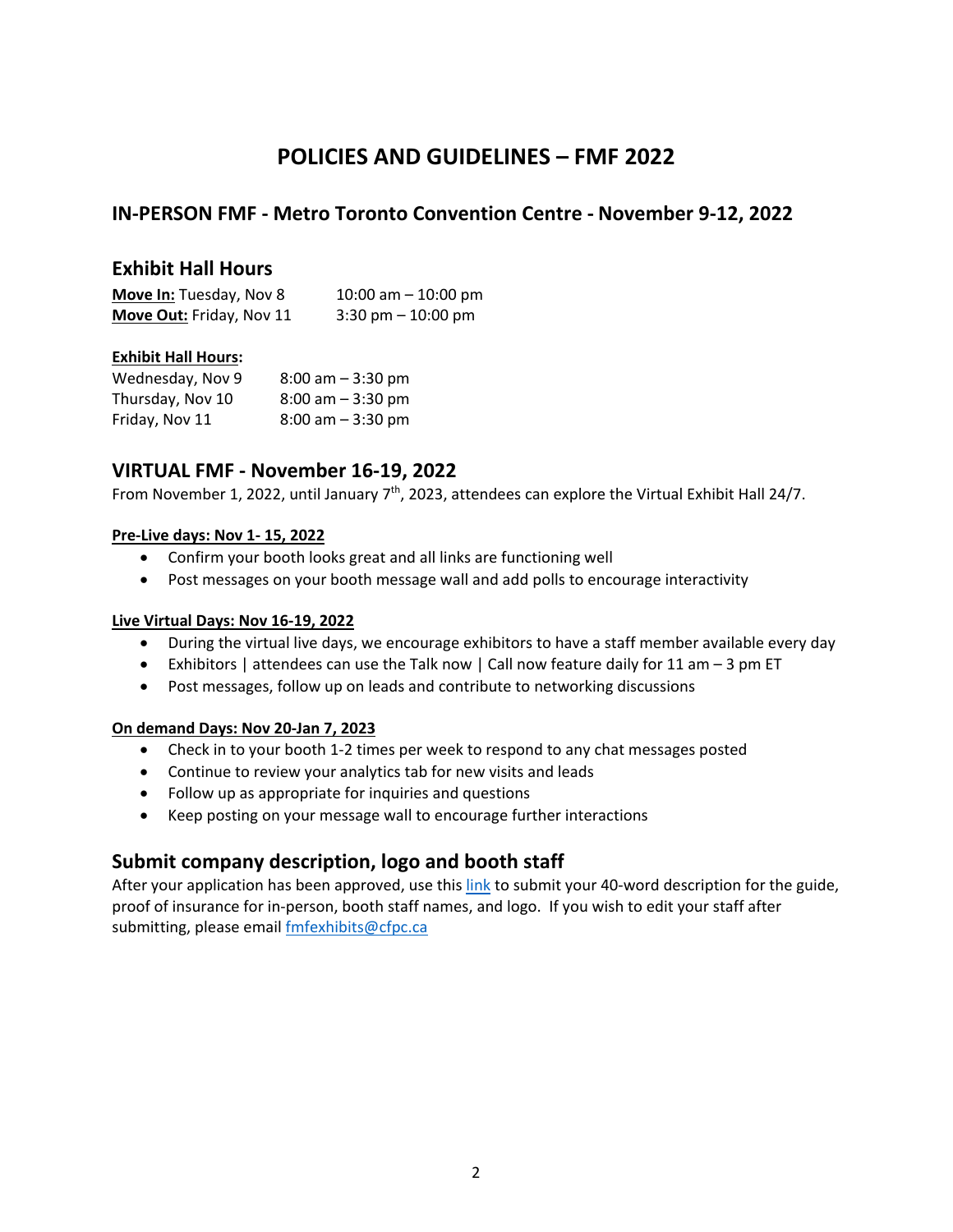# POLICIES AND GUIDELINES – FMF 2022

## IN-PERSON FMF - Metro Toronto Convention Centre - November 9-12, 2022

### Exhibit Hall Hours

| | |
|---|---|
| **Move In:** Tuesday, Nov 8 | 10:00 am – 10:00 pm |
| **Move Out:** Friday, Nov 11 | 3:30 pm – 10:00 pm |

**Exhibit Hall Hours:**

| | |
|---|---|
| Wednesday, Nov 9 | 8:00 am – 3:30 pm |
| Thursday, Nov 10 | 8:00 am – 3:30 pm |
| Friday, Nov 11 | 8:00 am – 3:30 pm |

### VIRTUAL FMF - November 16-19, 2022

From November 1, 2022, until January 7th, 2023, attendees can explore the Virtual Exhibit Hall 24/7.

**Pre-Live days: Nov 1- 15, 2022**

- Confirm your booth looks great and all links are functioning well
- Post messages on your booth message wall and add polls to encourage interactivity

**Live Virtual Days: Nov 16-19, 2022**

- During the virtual live days, we encourage exhibitors to have a staff member available every day
- Exhibitors | attendees can use the Talk now | Call now feature daily for 11 am – 3 pm ET
- Post messages, follow up on leads and contribute to networking discussions

**On demand Days: Nov 20-Jan 7, 2023**

- Check in to your booth 1-2 times per week to respond to any chat messages posted
- Continue to review your analytics tab for new visits and leads
- Follow up as appropriate for inquiries and questions
- Keep posting on your message wall to encourage further interactions

### Submit company description, logo and booth staff

After your application has been approved, use this link to submit your 40-word description for the guide, proof of insurance for in-person, booth staff names, and logo. If you wish to edit your staff after submitting, please email fmfexhibits@cfpc.ca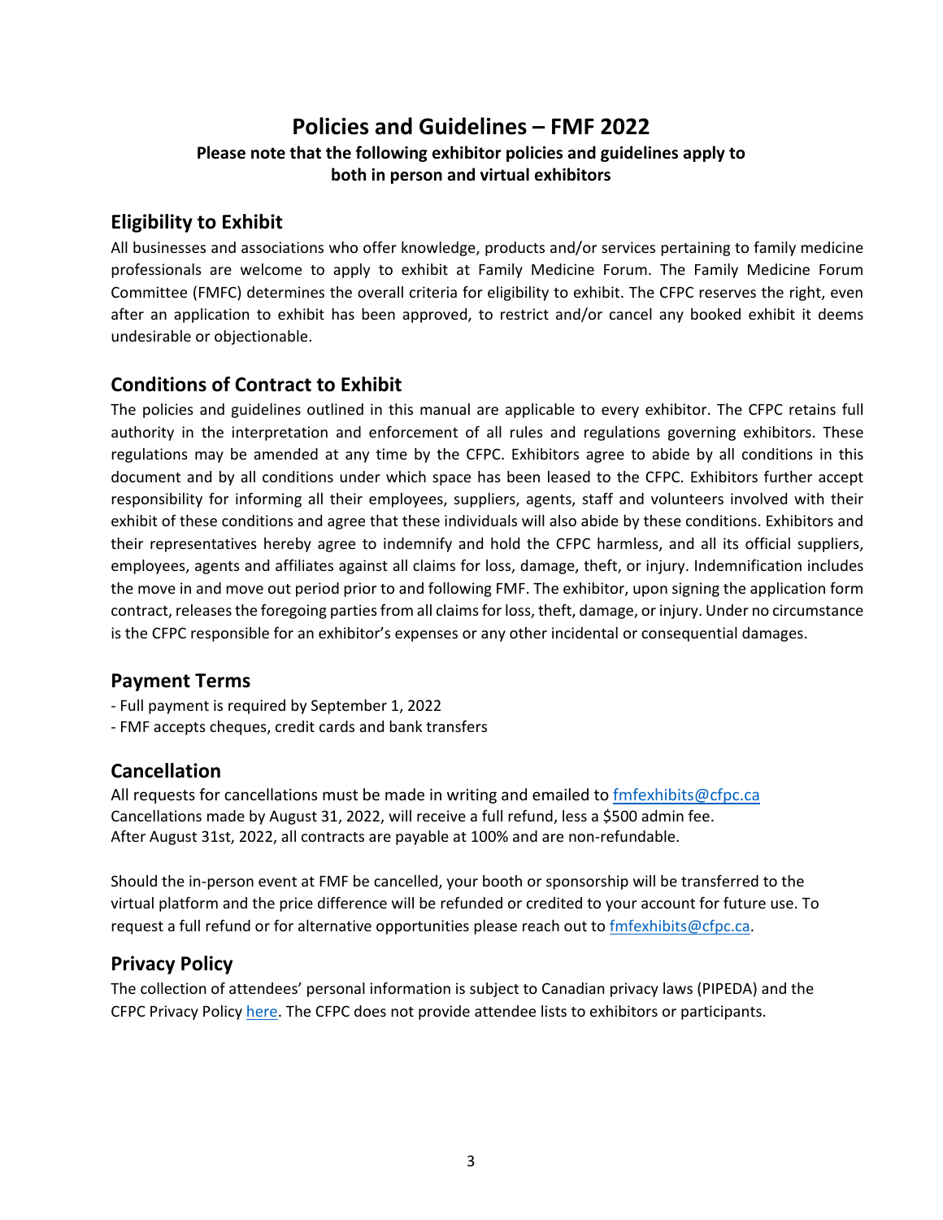# Policies and Guidelines – FMF 2022

**Please note that the following exhibitor policies and guidelines apply to both in person and virtual exhibitors**

## Eligibility to Exhibit

All businesses and associations who offer knowledge, products and/or services pertaining to family medicine professionals are welcome to apply to exhibit at Family Medicine Forum. The Family Medicine Forum Committee (FMFC) determines the overall criteria for eligibility to exhibit. The CFPC reserves the right, even after an application to exhibit has been approved, to restrict and/or cancel any booked exhibit it deems undesirable or objectionable.

## Conditions of Contract to Exhibit

The policies and guidelines outlined in this manual are applicable to every exhibitor. The CFPC retains full authority in the interpretation and enforcement of all rules and regulations governing exhibitors. These regulations may be amended at any time by the CFPC. Exhibitors agree to abide by all conditions in this document and by all conditions under which space has been leased to the CFPC. Exhibitors further accept responsibility for informing all their employees, suppliers, agents, staff and volunteers involved with their exhibit of these conditions and agree that these individuals will also abide by these conditions. Exhibitors and their representatives hereby agree to indemnify and hold the CFPC harmless, and all its official suppliers, employees, agents and affiliates against all claims for loss, damage, theft, or injury. Indemnification includes the move in and move out period prior to and following FMF. The exhibitor, upon signing the application form contract, releases the foregoing parties from all claims for loss, theft, damage, or injury. Under no circumstance is the CFPC responsible for an exhibitor's expenses or any other incidental or consequential damages.

## Payment Terms

- Full payment is required by September 1, 2022
- FMF accepts cheques, credit cards and bank transfers

## Cancellation

All requests for cancellations must be made in writing and emailed to fmfexhibits@cfpc.ca
Cancellations made by August 31, 2022, will receive a full refund, less a $500 admin fee.
After August 31st, 2022, all contracts are payable at 100% and are non-refundable.

Should the in-person event at FMF be cancelled, your booth or sponsorship will be transferred to the virtual platform and the price difference will be refunded or credited to your account for future use. To request a full refund or for alternative opportunities please reach out to fmfexhibits@cfpc.ca.

## Privacy Policy

The collection of attendees' personal information is subject to Canadian privacy laws (PIPEDA) and the CFPC Privacy Policy here. The CFPC does not provide attendee lists to exhibitors or participants.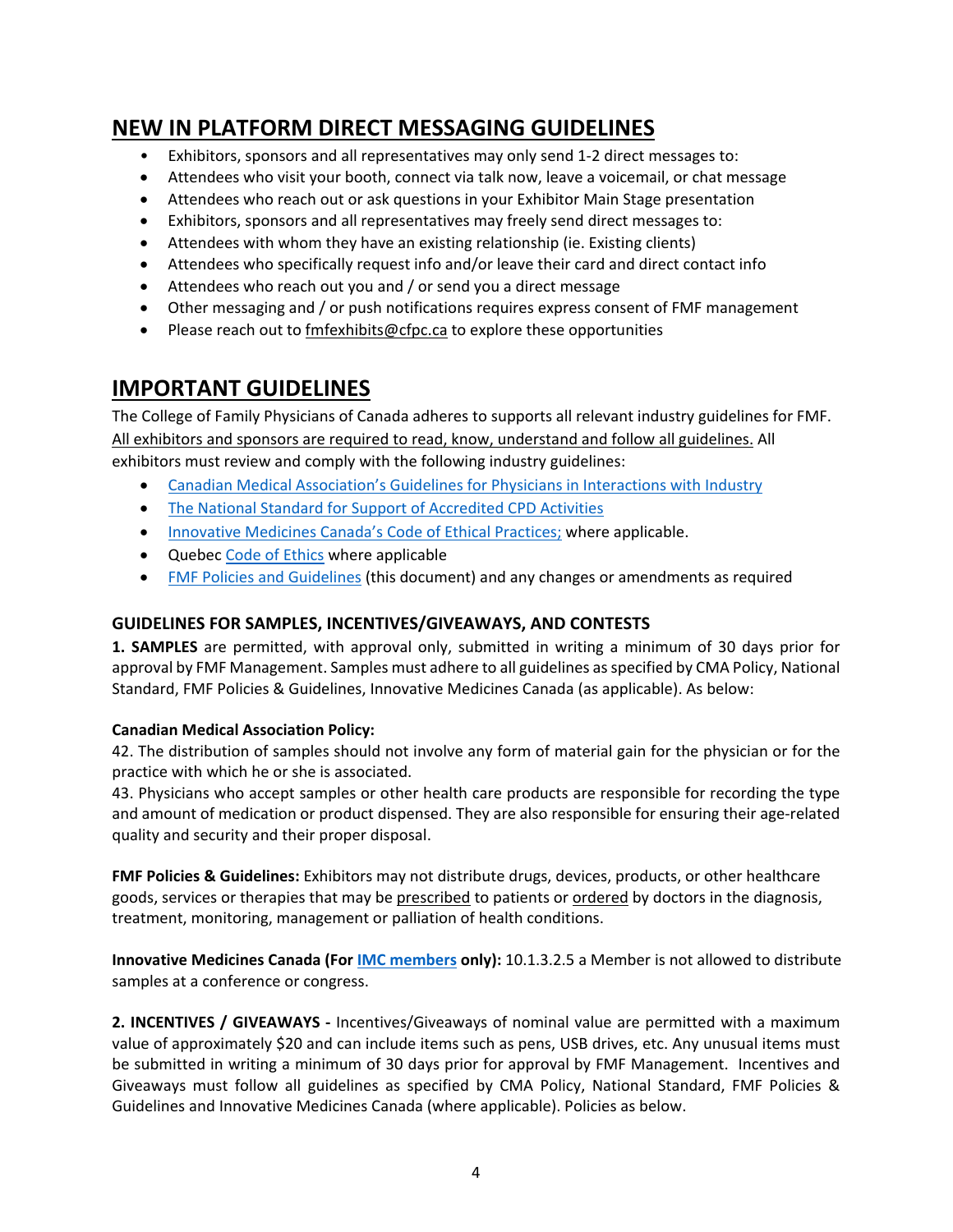## NEW IN PLATFORM DIRECT MESSAGING GUIDELINES

- Exhibitors, sponsors and all representatives may only send 1-2 direct messages to:
- Attendees who visit your booth, connect via talk now, leave a voicemail, or chat message
- Attendees who reach out or ask questions in your Exhibitor Main Stage presentation
- Exhibitors, sponsors and all representatives may freely send direct messages to:
- Attendees with whom they have an existing relationship (ie. Existing clients)
- Attendees who specifically request info and/or leave their card and direct contact info
- Attendees who reach out you and / or send you a direct message
- Other messaging and / or push notifications requires express consent of FMF management
- Please reach out to fmfexhibits@cfpc.ca to explore these opportunities

## IMPORTANT GUIDELINES

The College of Family Physicians of Canada adheres to supports all relevant industry guidelines for FMF. All exhibitors and sponsors are required to read, know, understand and follow all guidelines. All exhibitors must review and comply with the following industry guidelines:

- Canadian Medical Association's Guidelines for Physicians in Interactions with Industry
- The National Standard for Support of Accredited CPD Activities
- Innovative Medicines Canada's Code of Ethical Practices; where applicable.
- Quebec Code of Ethics where applicable
- FMF Policies and Guidelines (this document) and any changes or amendments as required

### GUIDELINES FOR SAMPLES, INCENTIVES/GIVEAWAYS, AND CONTESTS

**1. SAMPLES** are permitted, with approval only, submitted in writing a minimum of 30 days prior for approval by FMF Management. Samples must adhere to all guidelines as specified by CMA Policy, National Standard, FMF Policies & Guidelines, Innovative Medicines Canada (as applicable). As below:

**Canadian Medical Association Policy:**

42. The distribution of samples should not involve any form of material gain for the physician or for the practice with which he or she is associated.

43. Physicians who accept samples or other health care products are responsible for recording the type and amount of medication or product dispensed. They are also responsible for ensuring their age-related quality and security and their proper disposal.

**FMF Policies & Guidelines:** Exhibitors may not distribute drugs, devices, products, or other healthcare goods, services or therapies that may be prescribed to patients or ordered by doctors in the diagnosis, treatment, monitoring, management or palliation of health conditions.

**Innovative Medicines Canada (For IMC members only):** 10.1.3.2.5 a Member is not allowed to distribute samples at a conference or congress.

**2. INCENTIVES / GIVEAWAYS -** Incentives/Giveaways of nominal value are permitted with a maximum value of approximately $20 and can include items such as pens, USB drives, etc. Any unusual items must be submitted in writing a minimum of 30 days prior for approval by FMF Management. Incentives and Giveaways must follow all guidelines as specified by CMA Policy, National Standard, FMF Policies & Guidelines and Innovative Medicines Canada (where applicable). Policies as below.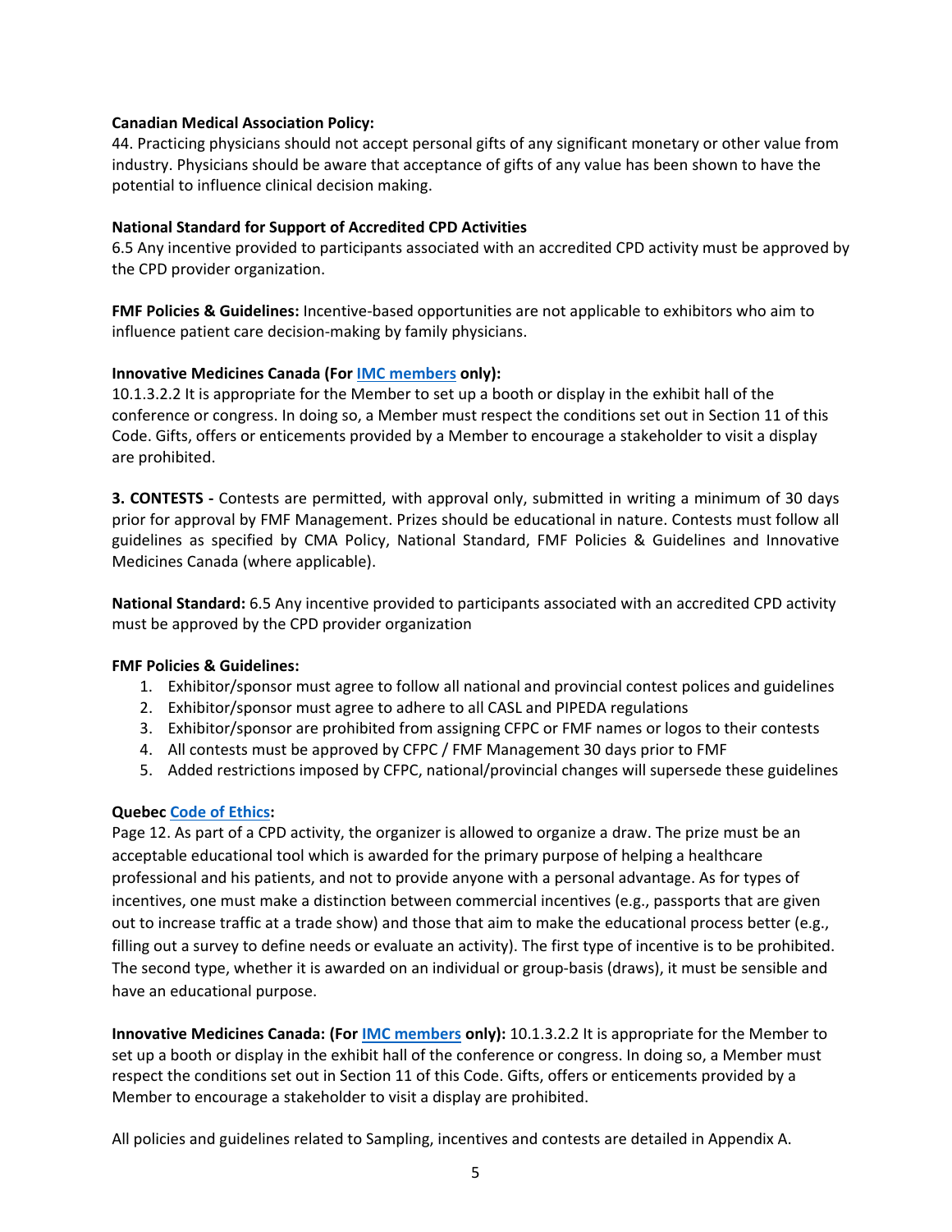**Canadian Medical Association Policy:**
44. Practicing physicians should not accept personal gifts of any significant monetary or other value from industry. Physicians should be aware that acceptance of gifts of any value has been shown to have the potential to influence clinical decision making.

**National Standard for Support of Accredited CPD Activities**
6.5 Any incentive provided to participants associated with an accredited CPD activity must be approved by the CPD provider organization.

**FMF Policies & Guidelines:** Incentive-based opportunities are not applicable to exhibitors who aim to influence patient care decision-making by family physicians.

**Innovative Medicines Canada (For IMC members only):**
10.1.3.2.2 It is appropriate for the Member to set up a booth or display in the exhibit hall of the conference or congress. In doing so, a Member must respect the conditions set out in Section 11 of this Code. Gifts, offers or enticements provided by a Member to encourage a stakeholder to visit a display are prohibited.

**3. CONTESTS -** Contests are permitted, with approval only, submitted in writing a minimum of 30 days prior for approval by FMF Management. Prizes should be educational in nature. Contests must follow all guidelines as specified by CMA Policy, National Standard, FMF Policies & Guidelines and Innovative Medicines Canada (where applicable).

**National Standard:** 6.5 Any incentive provided to participants associated with an accredited CPD activity must be approved by the CPD provider organization

**FMF Policies & Guidelines:**
1. Exhibitor/sponsor must agree to follow all national and provincial contest polices and guidelines
2. Exhibitor/sponsor must agree to adhere to all CASL and PIPEDA regulations
3. Exhibitor/sponsor are prohibited from assigning CFPC or FMF names or logos to their contests
4. All contests must be approved by CFPC / FMF Management 30 days prior to FMF
5. Added restrictions imposed by CFPC, national/provincial changes will supersede these guidelines

**Quebec Code of Ethics:**
Page 12. As part of a CPD activity, the organizer is allowed to organize a draw. The prize must be an acceptable educational tool which is awarded for the primary purpose of helping a healthcare professional and his patients, and not to provide anyone with a personal advantage. As for types of incentives, one must make a distinction between commercial incentives (e.g., passports that are given out to increase traffic at a trade show) and those that aim to make the educational process better (e.g., filling out a survey to define needs or evaluate an activity). The first type of incentive is to be prohibited. The second type, whether it is awarded on an individual or group-basis (draws), it must be sensible and have an educational purpose.

**Innovative Medicines Canada: (For IMC members only):** 10.1.3.2.2 It is appropriate for the Member to set up a booth or display in the exhibit hall of the conference or congress. In doing so, a Member must respect the conditions set out in Section 11 of this Code. Gifts, offers or enticements provided by a Member to encourage a stakeholder to visit a display are prohibited.

All policies and guidelines related to Sampling, incentives and contests are detailed in Appendix A.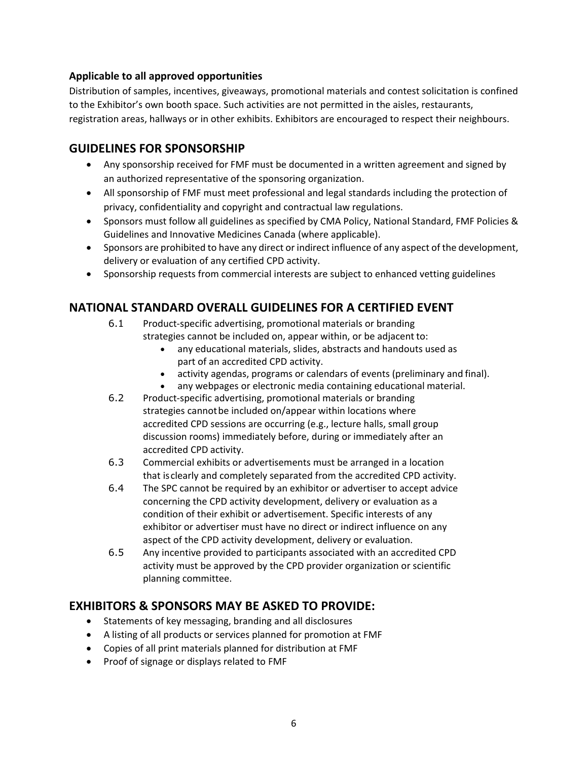**Applicable to all approved opportunities**

Distribution of samples, incentives, giveaways, promotional materials and contest solicitation is confined to the Exhibitor's own booth space. Such activities are not permitted in the aisles, restaurants, registration areas, hallways or in other exhibits. Exhibitors are encouraged to respect their neighbours.

## GUIDELINES FOR SPONSORSHIP

- Any sponsorship received for FMF must be documented in a written agreement and signed by an authorized representative of the sponsoring organization.
- All sponsorship of FMF must meet professional and legal standards including the protection of privacy, confidentiality and copyright and contractual law regulations.
- Sponsors must follow all guidelines as specified by CMA Policy, National Standard, FMF Policies & Guidelines and Innovative Medicines Canada (where applicable).
- Sponsors are prohibited to have any direct or indirect influence of any aspect of the development, delivery or evaluation of any certified CPD activity.
- Sponsorship requests from commercial interests are subject to enhanced vetting guidelines

## NATIONAL STANDARD OVERALL GUIDELINES FOR A CERTIFIED EVENT

6.1 Product-specific advertising, promotional materials or branding strategies cannot be included on, appear within, or be adjacent to:

- any educational materials, slides, abstracts and handouts used as part of an accredited CPD activity.
- activity agendas, programs or calendars of events (preliminary and final).
- any webpages or electronic media containing educational material.

6.2 Product-specific advertising, promotional materials or branding strategies cannot be included on/appear within locations where accredited CPD sessions are occurring (e.g., lecture halls, small group discussion rooms) immediately before, during or immediately after an accredited CPD activity.

6.3 Commercial exhibits or advertisements must be arranged in a location that is clearly and completely separated from the accredited CPD activity.

6.4 The SPC cannot be required by an exhibitor or advertiser to accept advice concerning the CPD activity development, delivery or evaluation as a condition of their exhibit or advertisement. Specific interests of any exhibitor or advertiser must have no direct or indirect influence on any aspect of the CPD activity development, delivery or evaluation.

6.5 Any incentive provided to participants associated with an accredited CPD activity must be approved by the CPD provider organization or scientific planning committee.

## EXHIBITORS & SPONSORS MAY BE ASKED TO PROVIDE:

- Statements of key messaging, branding and all disclosures
- A listing of all products or services planned for promotion at FMF
- Copies of all print materials planned for distribution at FMF
- Proof of signage or displays related to FMF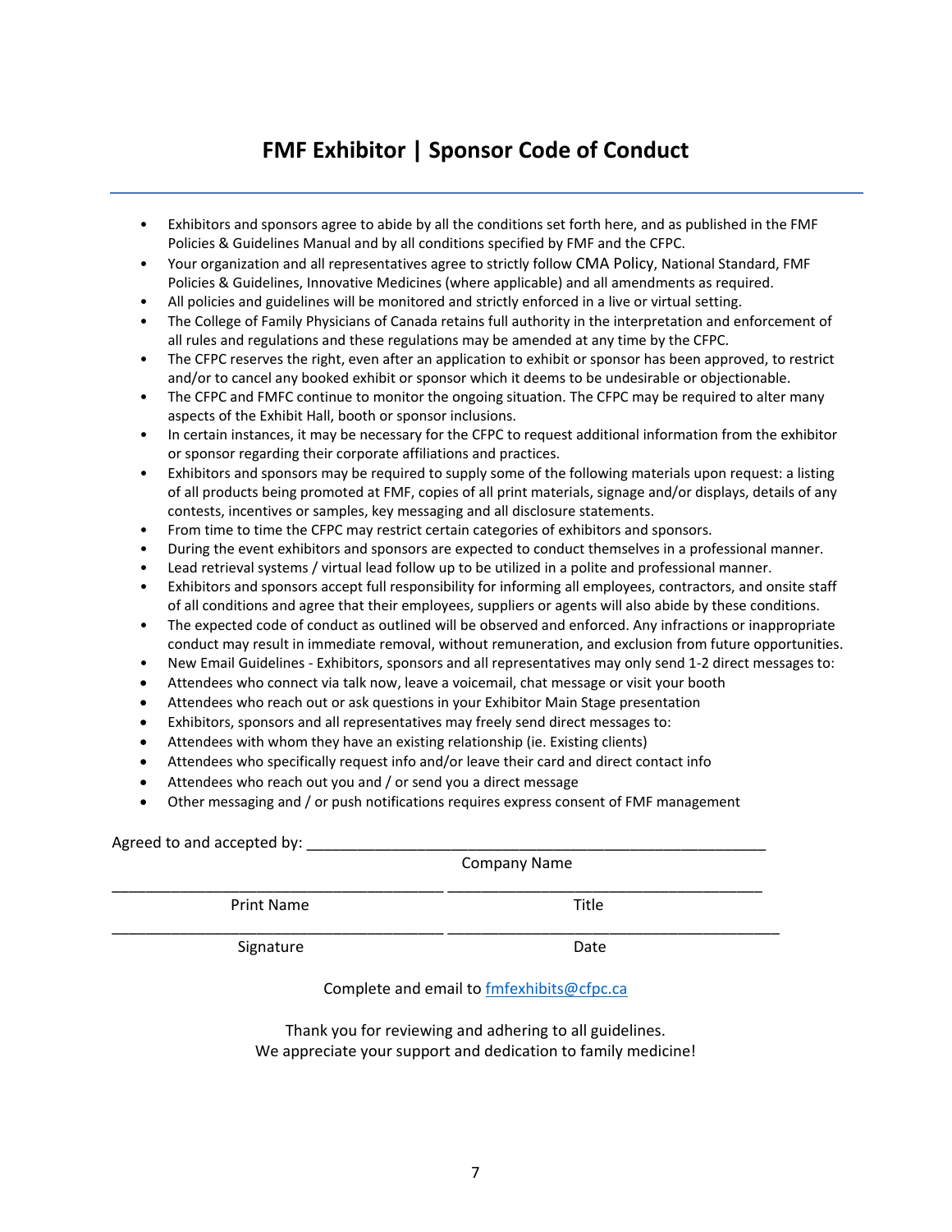# FMF Exhibitor | Sponsor Code of Conduct

- Exhibitors and sponsors agree to abide by all the conditions set forth here, and as published in the FMF Policies & Guidelines Manual and by all conditions specified by FMF and the CFPC.
- Your organization and all representatives agree to strictly follow CMA Policy, National Standard, FMF Policies & Guidelines, Innovative Medicines (where applicable) and all amendments as required.
- All policies and guidelines will be monitored and strictly enforced in a live or virtual setting.
- The College of Family Physicians of Canada retains full authority in the interpretation and enforcement of all rules and regulations and these regulations may be amended at any time by the CFPC.
- The CFPC reserves the right, even after an application to exhibit or sponsor has been approved, to restrict and/or to cancel any booked exhibit or sponsor which it deems to be undesirable or objectionable.
- The CFPC and FMFC continue to monitor the ongoing situation. The CFPC may be required to alter many aspects of the Exhibit Hall, booth or sponsor inclusions.
- In certain instances, it may be necessary for the CFPC to request additional information from the exhibitor or sponsor regarding their corporate affiliations and practices.
- Exhibitors and sponsors may be required to supply some of the following materials upon request: a listing of all products being promoted at FMF, copies of all print materials, signage and/or displays, details of any contests, incentives or samples, key messaging and all disclosure statements.
- From time to time the CFPC may restrict certain categories of exhibitors and sponsors.
- During the event exhibitors and sponsors are expected to conduct themselves in a professional manner.
- Lead retrieval systems / virtual lead follow up to be utilized in a polite and professional manner.
- Exhibitors and sponsors accept full responsibility for informing all employees, contractors, and onsite staff of all conditions and agree that their employees, suppliers or agents will also abide by these conditions.
- The expected code of conduct as outlined will be observed and enforced. Any infractions or inappropriate conduct may result in immediate removal, without remuneration, and exclusion from future opportunities.
- New Email Guidelines - Exhibitors, sponsors and all representatives may only send 1-2 direct messages to:
- Attendees who connect via talk now, leave a voicemail, chat message or visit your booth
- Attendees who reach out or ask questions in your Exhibitor Main Stage presentation
- Exhibitors, sponsors and all representatives may freely send direct messages to:
- Attendees with whom they have an existing relationship (ie. Existing clients)
- Attendees who specifically request info and/or leave their card and direct contact info
- Attendees who reach out you and / or send you a direct message
- Other messaging and / or push notifications requires express consent of FMF management

Agreed to and accepted by: ________________________________________________________
Company Name

______________________________________ ____________________________________
Print Name | Title

______________________________________ ______________________________________
Signature | Date

Complete and email to fmfexhibits@cfpc.ca

Thank you for reviewing and adhering to all guidelines.
We appreciate your support and dedication to family medicine!